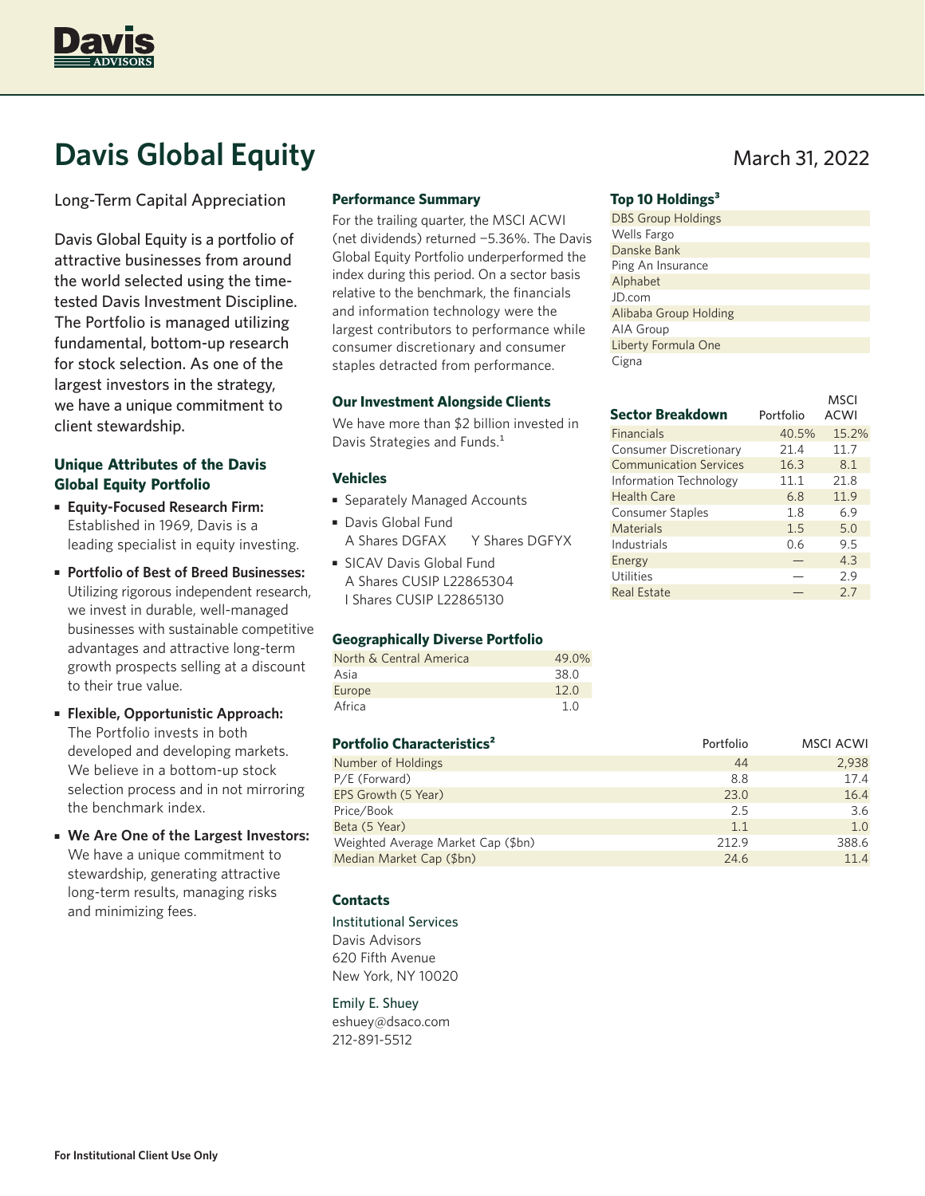# Davis Global Equity

March 31, 2022

Long-Term Capital Appreciation

Davis Global Equity is a portfolio of attractive businesses from around the world selected using the time-tested Davis Investment Discipline. The Portfolio is managed utilizing fundamental, bottom-up research for stock selection. As one of the largest investors in the strategy, we have a unique commitment to client stewardship.

## Unique Attributes of the Davis Global Equity Portfolio

- **Equity-Focused Research Firm:** Established in 1969, Davis is a leading specialist in equity investing.
- **Portfolio of Best of Breed Businesses:** Utilizing rigorous independent research, we invest in durable, well-managed businesses with sustainable competitive advantages and attractive long-term growth prospects selling at a discount to their true value.
- **Flexible, Opportunistic Approach:** The Portfolio invests in both developed and developing markets. We believe in a bottom-up stock selection process and in not mirroring the benchmark index.
- **We Are One of the Largest Investors:** We have a unique commitment to stewardship, generating attractive long-term results, managing risks and minimizing fees.

## Performance Summary

For the trailing quarter, the MSCI ACWI (net dividends) returned −5.36%. The Davis Global Equity Portfolio underperformed the index during this period. On a sector basis relative to the benchmark, the financials and information technology were the largest contributors to performance while consumer discretionary and consumer staples detracted from performance.

## Our Investment Alongside Clients

We have more than $2 billion invested in Davis Strategies and Funds.[1]

## Vehicles

- Separately Managed Accounts
- Davis Global Fund
  A Shares DGFAX Y Shares DGFYX
- SICAV Davis Global Fund
  A Shares CUSIP L22865304
  I Shares CUSIP L22865130

## Geographically Diverse Portfolio

| | |
|---|---|
| North & Central America | 49.0% |
| Asia | 38.0 |
| Europe | 12.0 |
| Africa | 1.0 |

## Top 10 Holdings[3]

- DBS Group Holdings
- Wells Fargo
- Danske Bank
- Ping An Insurance
- Alphabet
- JD.com
- Alibaba Group Holding
- AIA Group
- Liberty Formula One
- Cigna

| Sector Breakdown | Portfolio | MSCI ACWI |
|---|---|---|
| Financials | 40.5% | 15.2% |
| Consumer Discretionary | 21.4 | 11.7 |
| Communication Services | 16.3 | 8.1 |
| Information Technology | 11.1 | 21.8 |
| Health Care | 6.8 | 11.9 |
| Consumer Staples | 1.8 | 6.9 |
| Materials | 1.5 | 5.0 |
| Industrials | 0.6 | 9.5 |
| Energy | — | 4.3 |
| Utilities | — | 2.9 |
| Real Estate | — | 2.7 |

| Portfolio Characteristics[2] | Portfolio | MSCI ACWI |
|---|---|---|
| Number of Holdings | 44 | 2,938 |
| P/E (Forward) | 8.8 | 17.4 |
| EPS Growth (5 Year) | 23.0 | 16.4 |
| Price/Book | 2.5 | 3.6 |
| Beta (5 Year) | 1.1 | 1.0 |
| Weighted Average Market Cap ($bn) | 212.9 | 388.6 |
| Median Market Cap ($bn) | 24.6 | 11.4 |

## Contacts

Institutional Services
Davis Advisors
620 Fifth Avenue
New York, NY 10020

Emily E. Shuey
eshuey@dsaco.com
212-891-5512

**For Institutional Client Use Only**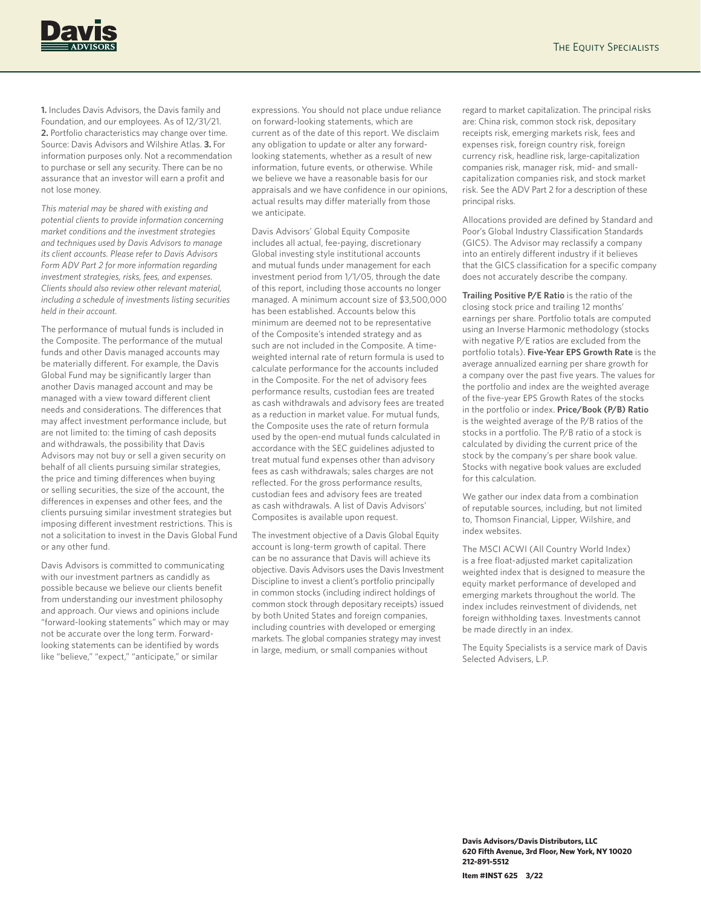**1.** Includes Davis Advisors, the Davis family and Foundation, and our employees. As of 12/31/21. **2.** Portfolio characteristics may change over time. Source: Davis Advisors and Wilshire Atlas. **3.** For information purposes only. Not a recommendation to purchase or sell any security. There can be no assurance that an investor will earn a profit and not lose money.

*This material may be shared with existing and potential clients to provide information concerning market conditions and the investment strategies and techniques used by Davis Advisors to manage its client accounts. Please refer to Davis Advisors Form ADV Part 2 for more information regarding investment strategies, risks, fees, and expenses. Clients should also review other relevant material, including a schedule of investments listing securities held in their account.*

The performance of mutual funds is included in the Composite. The performance of the mutual funds and other Davis managed accounts may be materially different. For example, the Davis Global Fund may be significantly larger than another Davis managed account and may be managed with a view toward different client needs and considerations. The differences that may affect investment performance include, but are not limited to: the timing of cash deposits and withdrawals, the possibility that Davis Advisors may not buy or sell a given security on behalf of all clients pursuing similar strategies, the price and timing differences when buying or selling securities, the size of the account, the differences in expenses and other fees, and the clients pursuing similar investment strategies but imposing different investment restrictions. This is not a solicitation to invest in the Davis Global Fund or any other fund.

Davis Advisors is committed to communicating with our investment partners as candidly as possible because we believe our clients benefit from understanding our investment philosophy and approach. Our views and opinions include "forward-looking statements" which may or may not be accurate over the long term. Forward-looking statements can be identified by words like "believe," "expect," "anticipate," or similar expressions. You should not place undue reliance on forward-looking statements, which are current as of the date of this report. We disclaim any obligation to update or alter any forward-looking statements, whether as a result of new information, future events, or otherwise. While we believe we have a reasonable basis for our appraisals and we have confidence in our opinions, actual results may differ materially from those we anticipate.

Davis Advisors' Global Equity Composite includes all actual, fee-paying, discretionary Global investing style institutional accounts and mutual funds under management for each investment period from 1/1/05, through the date of this report, including those accounts no longer managed. A minimum account size of $3,500,000 has been established. Accounts below this minimum are deemed not to be representative of the Composite's intended strategy and as such are not included in the Composite. A time-weighted internal rate of return formula is used to calculate performance for the accounts included in the Composite. For the net of advisory fees performance results, custodian fees are treated as cash withdrawals and advisory fees are treated as a reduction in market value. For mutual funds, the Composite uses the rate of return formula used by the open-end mutual funds calculated in accordance with the SEC guidelines adjusted to treat mutual fund expenses other than advisory fees as cash withdrawals; sales charges are not reflected. For the gross performance results, custodian fees and advisory fees are treated as cash withdrawals. A list of Davis Advisors' Composites is available upon request.

The investment objective of a Davis Global Equity account is long-term growth of capital. There can be no assurance that Davis will achieve its objective. Davis Advisors uses the Davis Investment Discipline to invest a client's portfolio principally in common stocks (including indirect holdings of common stock through depositary receipts) issued by both United States and foreign companies, including countries with developed or emerging markets. The global companies strategy may invest in large, medium, or small companies without regard to market capitalization. The principal risks are: China risk, common stock risk, depositary receipts risk, emerging markets risk, fees and expenses risk, foreign country risk, foreign currency risk, headline risk, large-capitalization companies risk, manager risk, mid- and small-capitalization companies risk, and stock market risk. See the ADV Part 2 for a description of these principal risks.

Allocations provided are defined by Standard and Poor's Global Industry Classification Standards (GICS). The Advisor may reclassify a company into an entirely different industry if it believes that the GICS classification for a specific company does not accurately describe the company.

**Trailing Positive P/E Ratio** is the ratio of the closing stock price and trailing 12 months' earnings per share. Portfolio totals are computed using an Inverse Harmonic methodology (stocks with negative P/E ratios are excluded from the portfolio totals). **Five-Year EPS Growth Rate** is the average annualized earning per share growth for a company over the past five years. The values for the portfolio and index are the weighted average of the five-year EPS Growth Rates of the stocks in the portfolio or index. **Price/Book (P/B) Ratio** is the weighted average of the P/B ratios of the stocks in a portfolio. The P/B ratio of a stock is calculated by dividing the current price of the stock by the company's per share book value. Stocks with negative book values are excluded for this calculation.

We gather our index data from a combination of reputable sources, including, but not limited to, Thomson Financial, Lipper, Wilshire, and index websites.

The MSCI ACWI (All Country World Index) is a free float-adjusted market capitalization weighted index that is designed to measure the equity market performance of developed and emerging markets throughout the world. The index includes reinvestment of dividends, net foreign withholding taxes. Investments cannot be made directly in an index.

The Equity Specialists is a service mark of Davis Selected Advisers, L.P.

**Davis Advisors/Davis Distributors, LLC**
**620 Fifth Avenue, 3rd Floor, New York, NY 10020**
**212-891-5512**

**Item #INST 625 3/22**